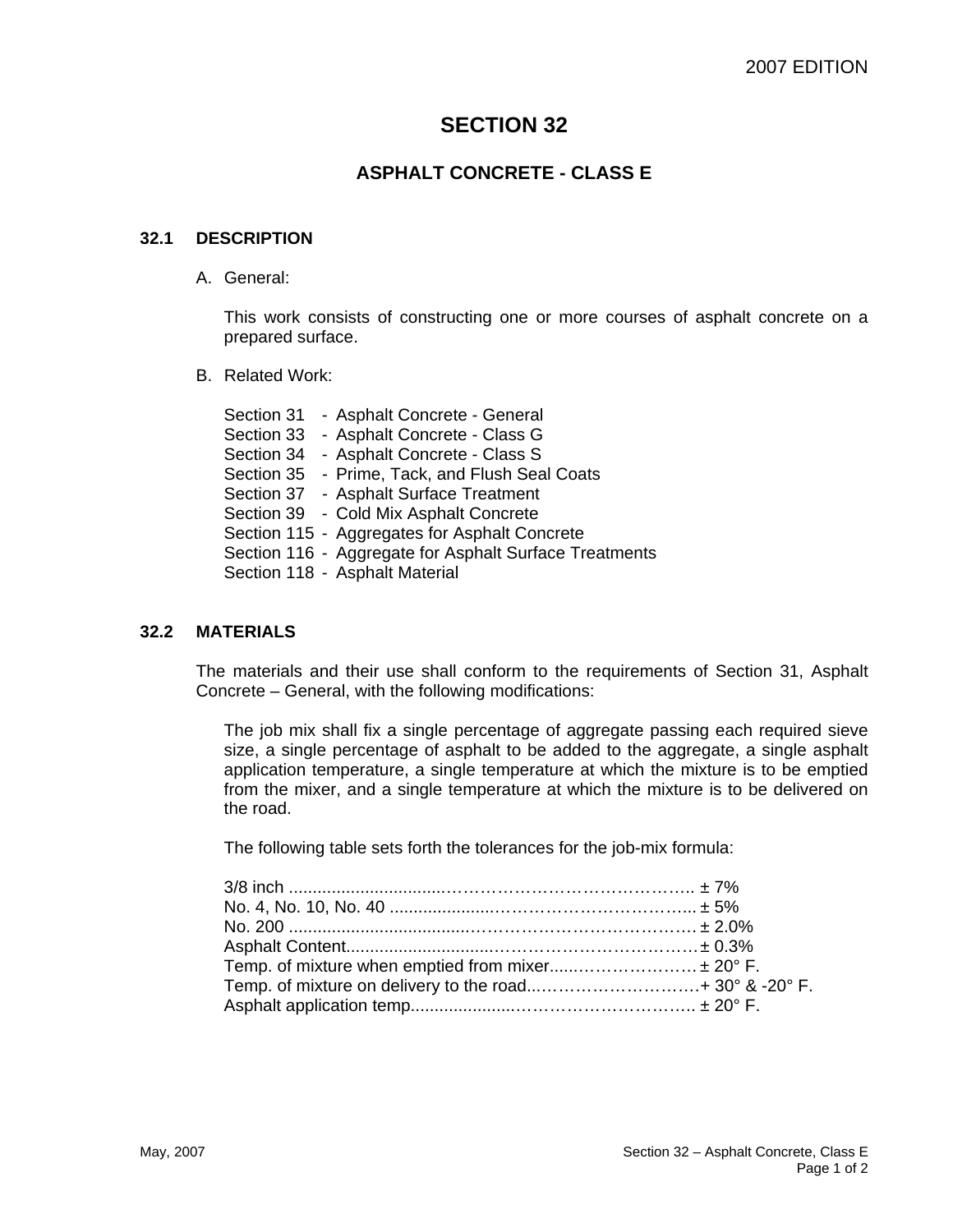# SECTION 32

## ASPHALT CONCRETE - CLASS E

### 32.1 DESCRIPTION

A. General:

This work consists of constructing one or more courses of asphalt concrete on a prepared surface.

B. Related Work:

Section 31 - Asphalt Concrete - General
Section 33 - Asphalt Concrete - Class G
Section 34 - Asphalt Concrete - Class S
Section 35 - Prime, Tack, and Flush Seal Coats
Section 37 - Asphalt Surface Treatment
Section 39 - Cold Mix Asphalt Concrete
Section 115 - Aggregates for Asphalt Concrete
Section 116 - Aggregate for Asphalt Surface Treatments
Section 118 - Asphalt Material

### 32.2 MATERIALS

The materials and their use shall conform to the requirements of Section 31, Asphalt Concrete – General, with the following modifications:

The job mix shall fix a single percentage of aggregate passing each required sieve size, a single percentage of asphalt to be added to the aggregate, a single asphalt application temperature, a single temperature at which the mixture is to be emptied from the mixer, and a single temperature at which the mixture is to be delivered on the road.

The following table sets forth the tolerances for the job-mix formula:

| Item | Tolerance |
|---|---|
| 3/8 inch | ± 7% |
| No. 4, No. 10, No. 40 | ± 5% |
| No. 200 | ± 2.0% |
| Asphalt Content | ± 0.3% |
| Temp. of mixture when emptied from mixer | ± 20° F. |
| Temp. of mixture on delivery to the road | + 30° & -20° F. |
| Asphalt application temp. | ± 20° F. |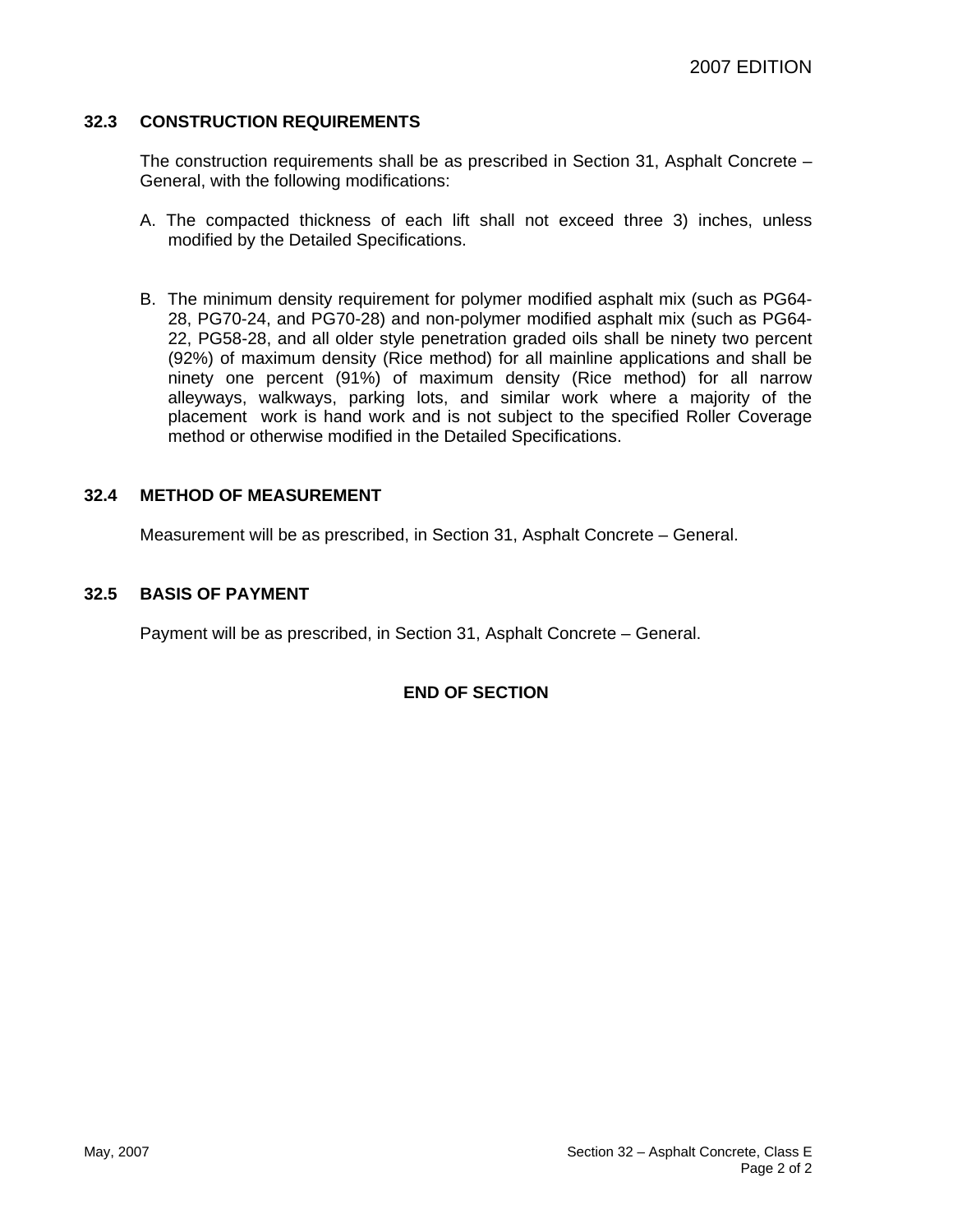## 32.3 CONSTRUCTION REQUIREMENTS

The construction requirements shall be as prescribed in Section 31, Asphalt Concrete – General, with the following modifications:

A. The compacted thickness of each lift shall not exceed three 3) inches, unless modified by the Detailed Specifications.

B. The minimum density requirement for polymer modified asphalt mix (such as PG64-28, PG70-24, and PG70-28) and non-polymer modified asphalt mix (such as PG64-22, PG58-28, and all older style penetration graded oils shall be ninety two percent (92%) of maximum density (Rice method) for all mainline applications and shall be ninety one percent (91%) of maximum density (Rice method) for all narrow alleyways, walkways, parking lots, and similar work where a majority of the placement work is hand work and is not subject to the specified Roller Coverage method or otherwise modified in the Detailed Specifications.

## 32.4 METHOD OF MEASUREMENT

Measurement will be as prescribed, in Section 31, Asphalt Concrete – General.

## 32.5 BASIS OF PAYMENT

Payment will be as prescribed, in Section 31, Asphalt Concrete – General.

**END OF SECTION**